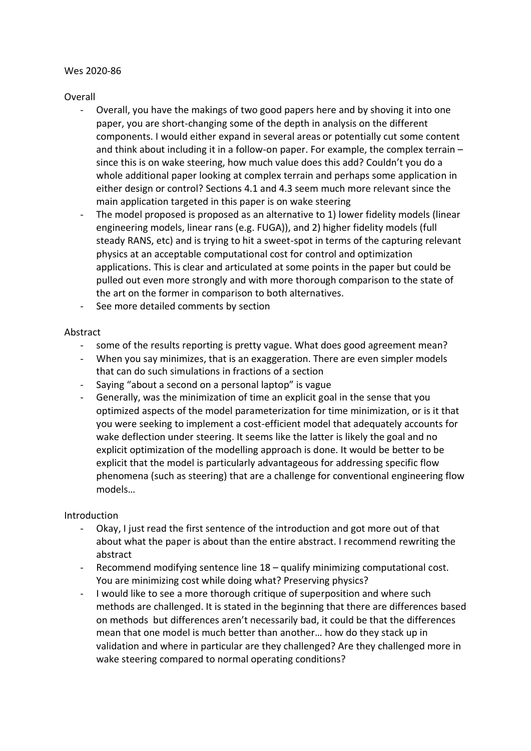Wes 2020-86

Overall

- Overall, you have the makings of two good papers here and by shoving it into one paper, you are short-changing some of the depth in analysis on the different components. I would either expand in several areas or potentially cut some content and think about including it in a follow-on paper. For example, the complex terrain – since this is on wake steering, how much value does this add? Couldn't you do a whole additional paper looking at complex terrain and perhaps some application in either design or control? Sections 4.1 and 4.3 seem much more relevant since the main application targeted in this paper is on wake steering
- The model proposed is proposed as an alternative to 1) lower fidelity models (linear engineering models, linear rans (e.g. FUGA)), and 2) higher fidelity models (full steady RANS, etc) and is trying to hit a sweet-spot in terms of the capturing relevant physics at an acceptable computational cost for control and optimization applications. This is clear and articulated at some points in the paper but could be pulled out even more strongly and with more thorough comparison to the state of the art on the former in comparison to both alternatives.
- See more detailed comments by section

Abstract

- some of the results reporting is pretty vague. What does good agreement mean?
- When you say minimizes, that is an exaggeration. There are even simpler models that can do such simulations in fractions of a section
- Saying "about a second on a personal laptop" is vague
- Generally, was the minimization of time an explicit goal in the sense that you optimized aspects of the model parameterization for time minimization, or is it that you were seeking to implement a cost-efficient model that adequately accounts for wake deflection under steering. It seems like the latter is likely the goal and no explicit optimization of the modelling approach is done. It would be better to be explicit that the model is particularly advantageous for addressing specific flow phenomena (such as steering) that are a challenge for conventional engineering flow models…

Introduction

- Okay, I just read the first sentence of the introduction and got more out of that about what the paper is about than the entire abstract. I recommend rewriting the abstract
- Recommend modifying sentence line 18 – qualify minimizing computational cost. You are minimizing cost while doing what? Preserving physics?
- I would like to see a more thorough critique of superposition and where such methods are challenged. It is stated in the beginning that there are differences based on methods but differences aren't necessarily bad, it could be that the differences mean that one model is much better than another… how do they stack up in validation and where in particular are they challenged? Are they challenged more in wake steering compared to normal operating conditions?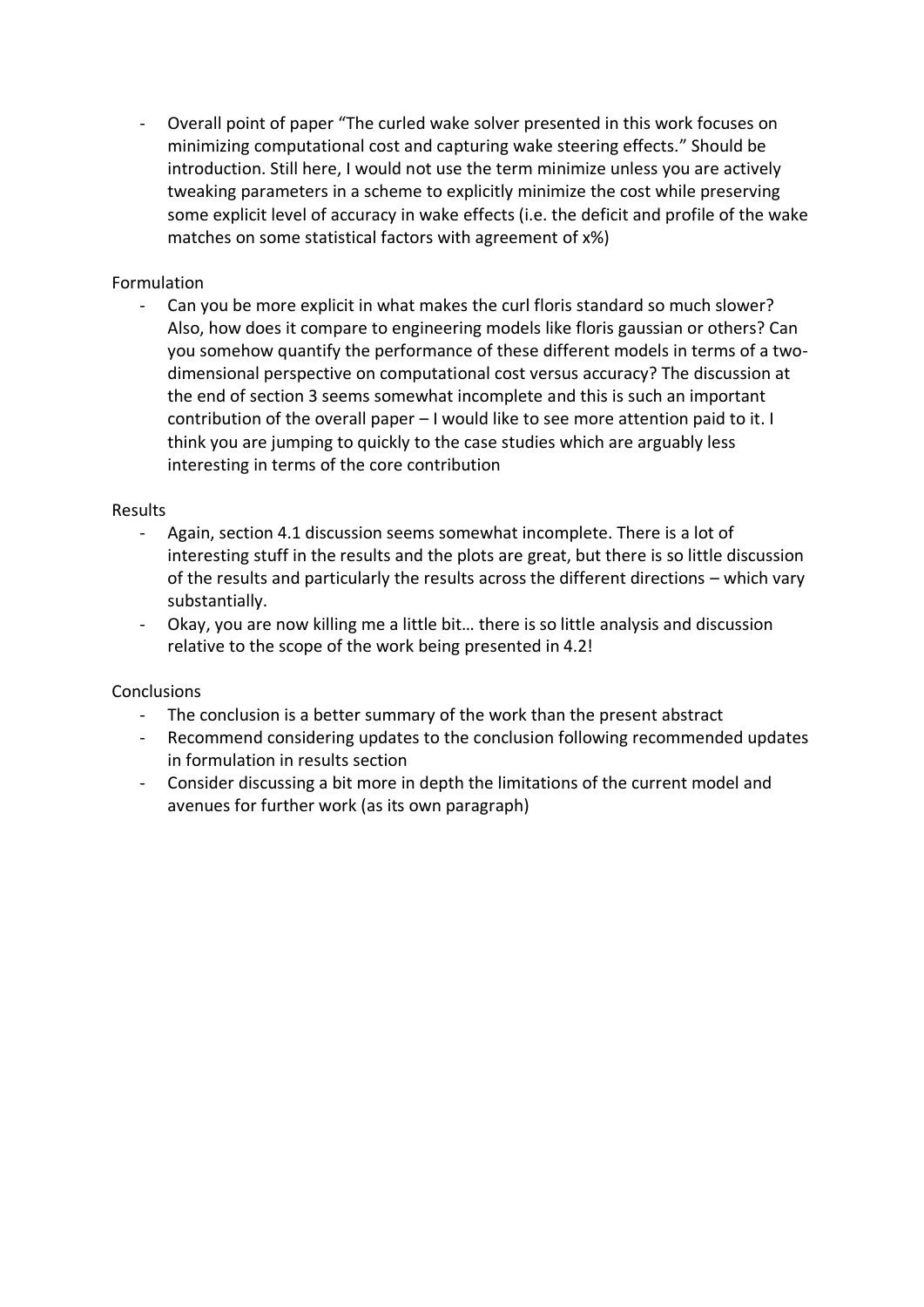- Overall point of paper "The curled wake solver presented in this work focuses on minimizing computational cost and capturing wake steering effects." Should be introduction. Still here, I would not use the term minimize unless you are actively tweaking parameters in a scheme to explicitly minimize the cost while preserving some explicit level of accuracy in wake effects (i.e. the deficit and profile of the wake matches on some statistical factors with agreement of x%)

Formulation

- Can you be more explicit in what makes the curl floris standard so much slower? Also, how does it compare to engineering models like floris gaussian or others? Can you somehow quantify the performance of these different models in terms of a two-dimensional perspective on computational cost versus accuracy? The discussion at the end of section 3 seems somewhat incomplete and this is such an important contribution of the overall paper – I would like to see more attention paid to it. I think you are jumping to quickly to the case studies which are arguably less interesting in terms of the core contribution

Results

- Again, section 4.1 discussion seems somewhat incomplete. There is a lot of interesting stuff in the results and the plots are great, but there is so little discussion of the results and particularly the results across the different directions – which vary substantially.
- Okay, you are now killing me a little bit… there is so little analysis and discussion relative to the scope of the work being presented in 4.2!

Conclusions

- The conclusion is a better summary of the work than the present abstract
- Recommend considering updates to the conclusion following recommended updates in formulation in results section
- Consider discussing a bit more in depth the limitations of the current model and avenues for further work (as its own paragraph)